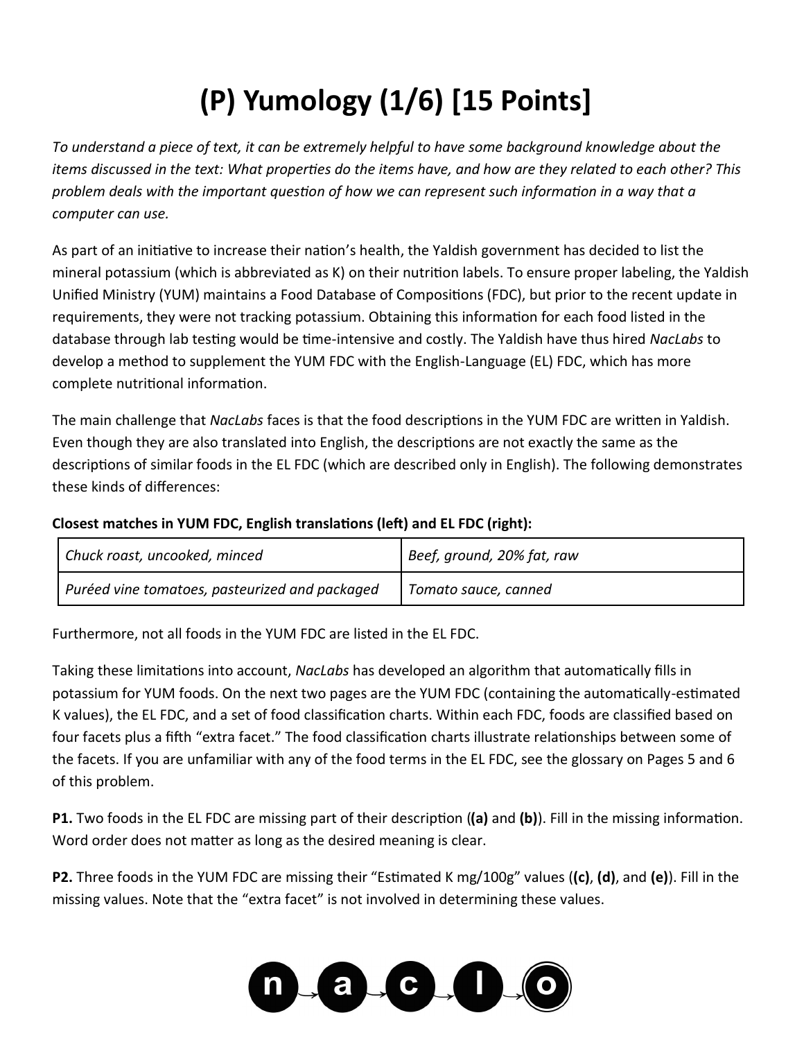# (P) Yumology (1/6) [15 Points]

*To understand a piece of text, it can be extremely helpful to have some background knowledge about the items discussed in the text: What properties do the items have, and how are they related to each other? This problem deals with the important question of how we can represent such information in a way that a computer can use.*

As part of an initiative to increase their nation's health, the Yaldish government has decided to list the mineral potassium (which is abbreviated as K) on their nutrition labels. To ensure proper labeling, the Yaldish Unified Ministry (YUM) maintains a Food Database of Compositions (FDC), but prior to the recent update in requirements, they were not tracking potassium. Obtaining this information for each food listed in the database through lab testing would be time-intensive and costly. The Yaldish have thus hired *NacLabs* to develop a method to supplement the YUM FDC with the English-Language (EL) FDC, which has more complete nutritional information.

The main challenge that *NacLabs* faces is that the food descriptions in the YUM FDC are written in Yaldish. Even though they are also translated into English, the descriptions are not exactly the same as the descriptions of similar foods in the EL FDC (which are described only in English). The following demonstrates these kinds of differences:

**Closest matches in YUM FDC, English translations (left) and EL FDC (right):**

| | |
|---|---|
| *Chuck roast, uncooked, minced* | *Beef, ground, 20% fat, raw* |
| *Puréed vine tomatoes, pasteurized and packaged* | *Tomato sauce, canned* |

Furthermore, not all foods in the YUM FDC are listed in the EL FDC.

Taking these limitations into account, *NacLabs* has developed an algorithm that automatically fills in potassium for YUM foods. On the next two pages are the YUM FDC (containing the automatically-estimated K values), the EL FDC, and a set of food classification charts. Within each FDC, foods are classified based on four facets plus a fifth "extra facet." The food classification charts illustrate relationships between some of the facets. If you are unfamiliar with any of the food terms in the EL FDC, see the glossary on Pages 5 and 6 of this problem.

**P1.** Two foods in the EL FDC are missing part of their description (**(a)** and **(b)**). Fill in the missing information. Word order does not matter as long as the desired meaning is clear.

**P2.** Three foods in the YUM FDC are missing their "Estimated K mg/100g" values (**(c)**, **(d)**, and **(e)**). Fill in the missing values. Note that the "extra facet" is not involved in determining these values.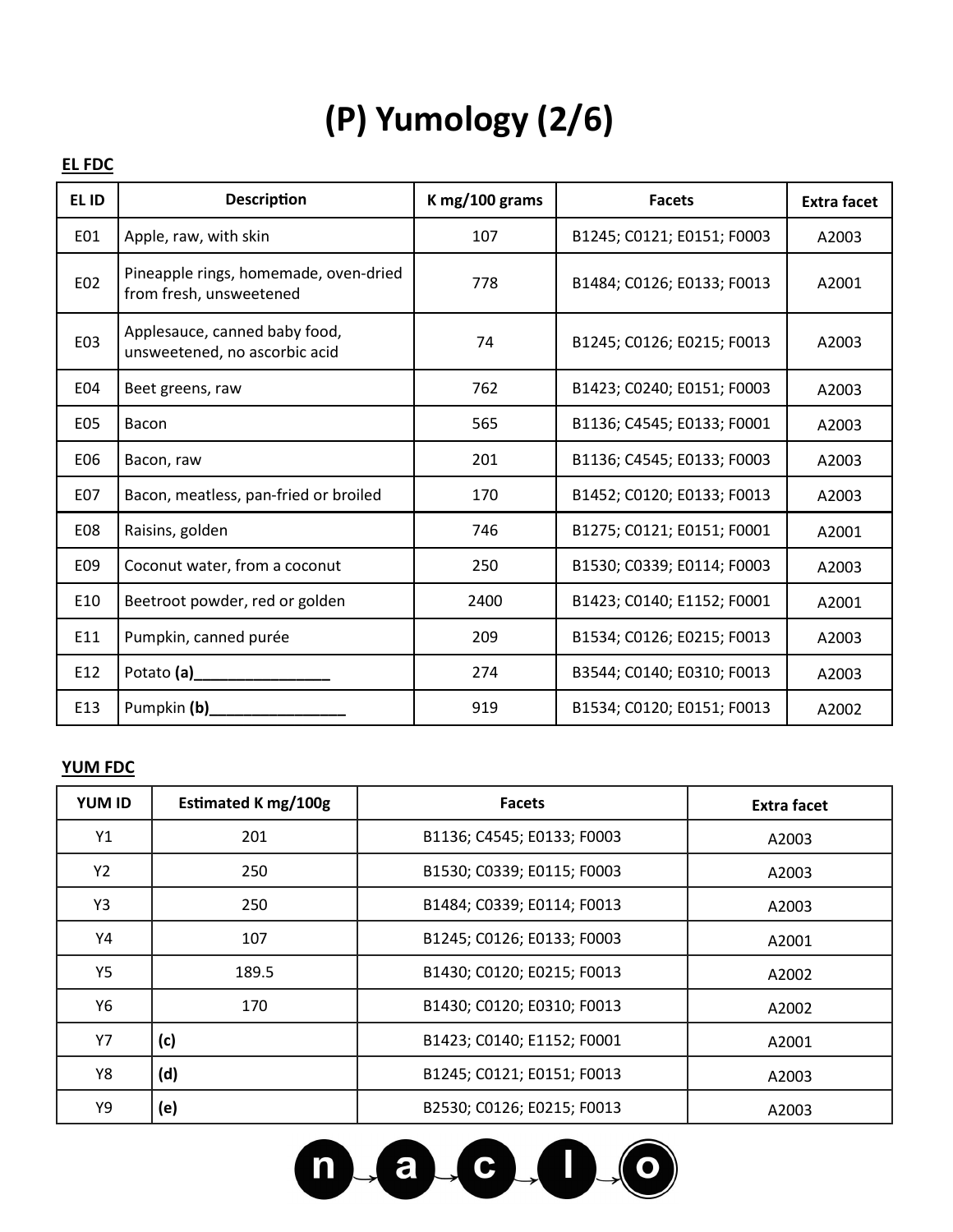# (P) Yumology (2/6)

**EL FDC**

| EL ID | Description | K mg/100 grams | Facets | Extra facet |
|---|---|---|---|---|
| E01 | Apple, raw, with skin | 107 | B1245; C0121; E0151; F0003 | A2003 |
| E02 | Pineapple rings, homemade, oven-dried from fresh, unsweetened | 778 | B1484; C0126; E0133; F0013 | A2001 |
| E03 | Applesauce, canned baby food, unsweetened, no ascorbic acid | 74 | B1245; C0126; E0215; F0013 | A2003 |
| E04 | Beet greens, raw | 762 | B1423; C0240; E0151; F0003 | A2003 |
| E05 | Bacon | 565 | B1136; C4545; E0133; F0001 | A2003 |
| E06 | Bacon, raw | 201 | B1136; C4545; E0133; F0003 | A2003 |
| E07 | Bacon, meatless, pan-fried or broiled | 170 | B1452; C0120; E0133; F0013 | A2003 |
| E08 | Raisins, golden | 746 | B1275; C0121; E0151; F0001 | A2001 |
| E09 | Coconut water, from a coconut | 250 | B1530; C0339; E0114; F0003 | A2003 |
| E10 | Beetroot powder, red or golden | 2400 | B1423; C0140; E1152; F0001 | A2001 |
| E11 | Pumpkin, canned purée | 209 | B1534; C0126; E0215; F0013 | A2003 |
| E12 | Potato **(a)**________________ | 274 | B3544; C0140; E0310; F0013 | A2003 |
| E13 | Pumpkin **(b)**________________ | 919 | B1534; C0120; E0151; F0013 | A2002 |

**YUM FDC**

| YUM ID | Estimated K mg/100g | Facets | Extra facet |
|---|---|---|---|
| Y1 | 201 | B1136; C4545; E0133; F0003 | A2003 |
| Y2 | 250 | B1530; C0339; E0115; F0003 | A2003 |
| Y3 | 250 | B1484; C0339; E0114; F0013 | A2003 |
| Y4 | 107 | B1245; C0126; E0133; F0003 | A2001 |
| Y5 | 189.5 | B1430; C0120; E0215; F0013 | A2002 |
| Y6 | 170 | B1430; C0120; E0310; F0013 | A2002 |
| Y7 | **(c)** | B1423; C0140; E1152; F0001 | A2001 |
| Y8 | **(d)** | B1245; C0121; E0151; F0013 | A2003 |
| Y9 | **(e)** | B2530; C0126; E0215; F0013 | A2003 |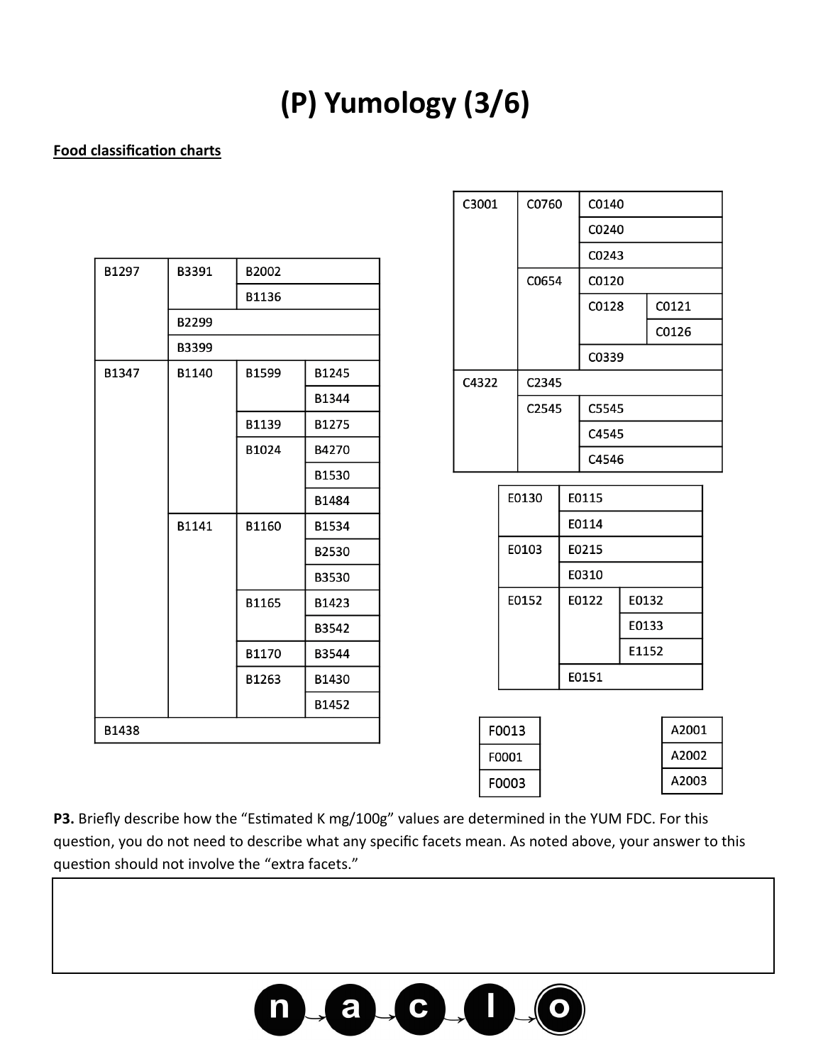# (P) Yumology (3/6)

**Food classification charts**

| | | | |
|---|---|---|---|
| B1297 | B3391 | B2002 | |
| | | B1136 | |
| | B2299 | | |
| | B3399 | | |
| B1347 | B1140 | B1599 | B1245 |
| | | | B1344 |
| | | B1139 | B1275 |
| | | B1024 | B4270 |
| | | | B1530 |
| | | | B1484 |
| | B1141 | B1160 | B1534 |
| | | | B2530 |
| | | | B3530 |
| | | B1165 | B1423 |
| | | | B3542 |
| | | B1170 | B3544 |
| | | B1263 | B1430 |
| | | | B1452 |
| B1438 | | | |

| | | | |
|---|---|---|---|
| C3001 | C0760 | C0140 | |
| | | C0240 | |
| | | C0243 | |
| | C0654 | C0120 | |
| | | C0128 | C0121 |
| | | | C0126 |
| | | C0339 | |
| C4322 | C2345 | | |
| | C2545 | C5545 | |
| | | C4545 | |
| | | C4546 | |

| | | |
|---|---|---|
| E0130 | E0115 | |
| | E0114 | |
| E0103 | E0215 | |
| | E0310 | |
| E0152 | E0122 | E0132 |
| | | E0133 |
| | | E1152 |
| | E0151 | |

| |
|---|
| F0013 |
| F0001 |
| F0003 |

| |
|---|
| A2001 |
| A2002 |
| A2003 |

**P3.** Briefly describe how the "Estimated K mg/100g" values are determined in the YUM FDC. For this question, you do not need to describe what any specific facets mean. As noted above, your answer to this question should not involve the "extra facets."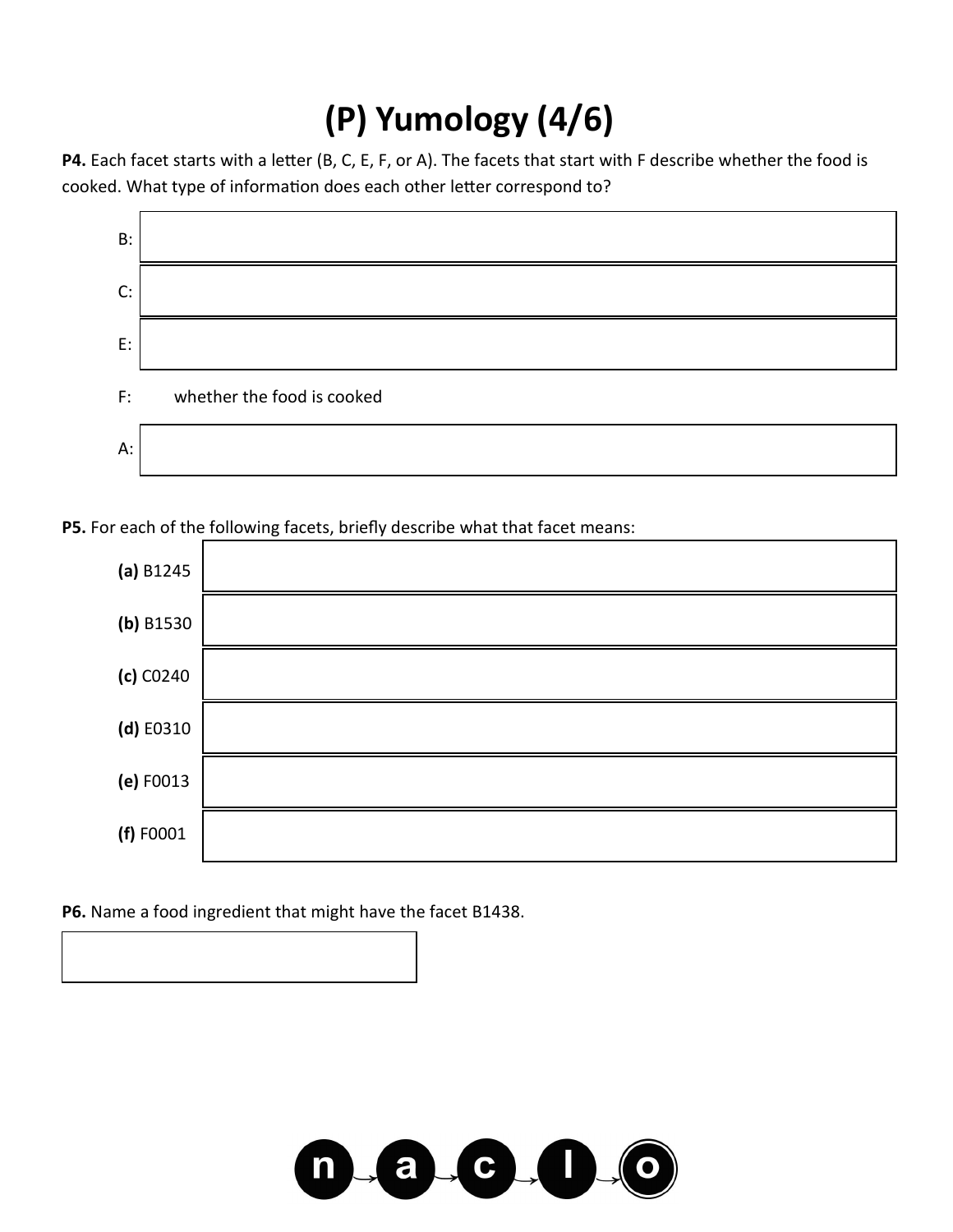# (P) Yumology (4/6)

**P4.** Each facet starts with a letter (B, C, E, F, or A). The facets that start with F describe whether the food is cooked. What type of information does each other letter correspond to?

B:

C:

E:

F: whether the food is cooked

A:

**P5.** For each of the following facets, briefly describe what that facet means:

**(a)** B1245

**(b)** B1530

**(c)** C0240

**(d)** E0310

**(e)** F0013

**(f)** F0001

**P6.** Name a food ingredient that might have the facet B1438.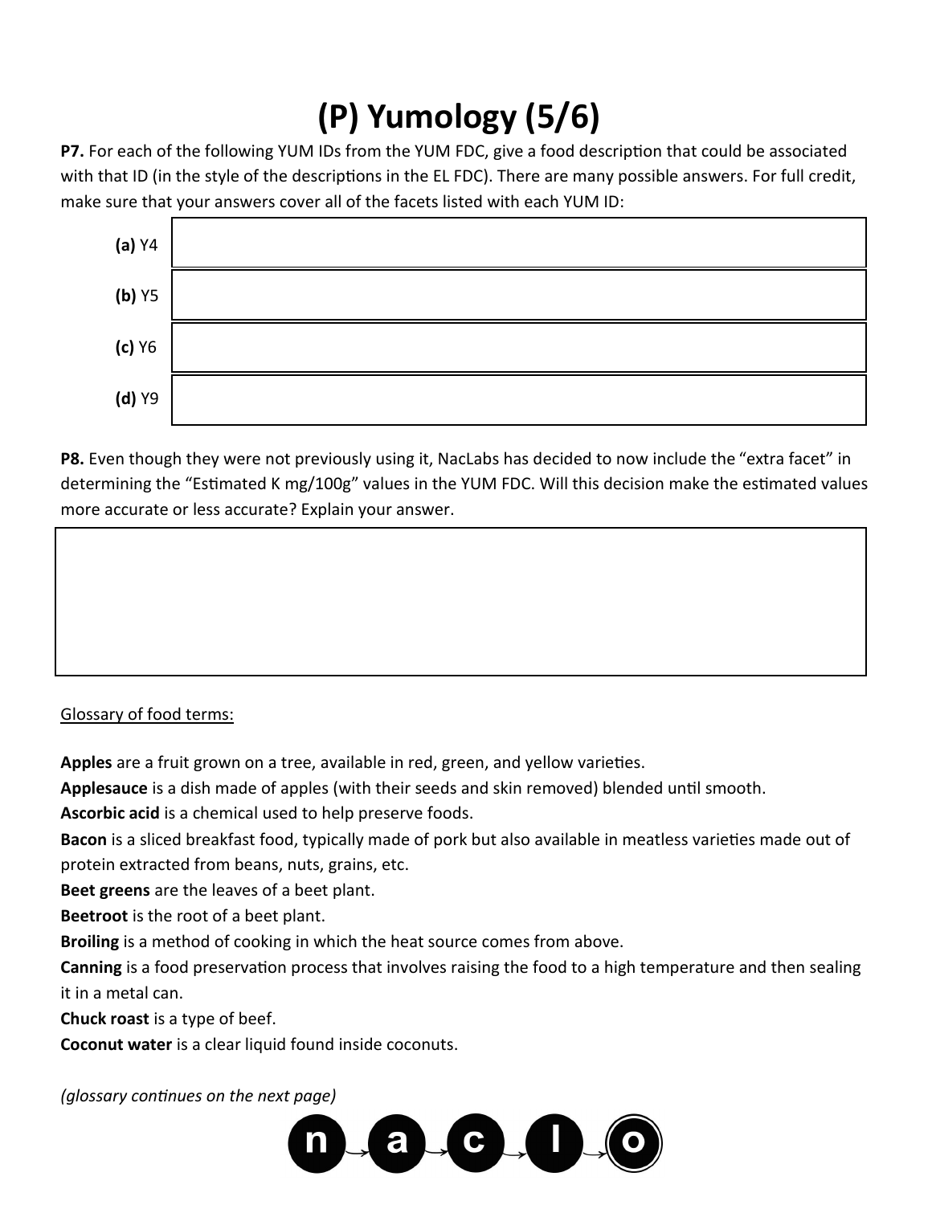# (P) Yumology (5/6)

**P7.** For each of the following YUM IDs from the YUM FDC, give a food description that could be associated with that ID (in the style of the descriptions in the EL FDC). There are many possible answers. For full credit, make sure that your answers cover all of the facets listed with each YUM ID:

| | |
|---|---|
| **(a)** Y4 | |
| **(b)** Y5 | |
| **(c)** Y6 | |
| **(d)** Y9 | |

**P8.** Even though they were not previously using it, NacLabs has decided to now include the "extra facet" in determining the "Estimated K mg/100g" values in the YUM FDC. Will this decision make the estimated values more accurate or less accurate? Explain your answer.

| |
|---|
| |

Glossary of food terms:

**Apples** are a fruit grown on a tree, available in red, green, and yellow varieties.
**Applesauce** is a dish made of apples (with their seeds and skin removed) blended until smooth.
**Ascorbic acid** is a chemical used to help preserve foods.
**Bacon** is a sliced breakfast food, typically made of pork but also available in meatless varieties made out of protein extracted from beans, nuts, grains, etc.
**Beet greens** are the leaves of a beet plant.
**Beetroot** is the root of a beet plant.
**Broiling** is a method of cooking in which the heat source comes from above.
**Canning** is a food preservation process that involves raising the food to a high temperature and then sealing it in a metal can.
**Chuck roast** is a type of beef.
**Coconut water** is a clear liquid found inside coconuts.

*(glossary continues on the next page)*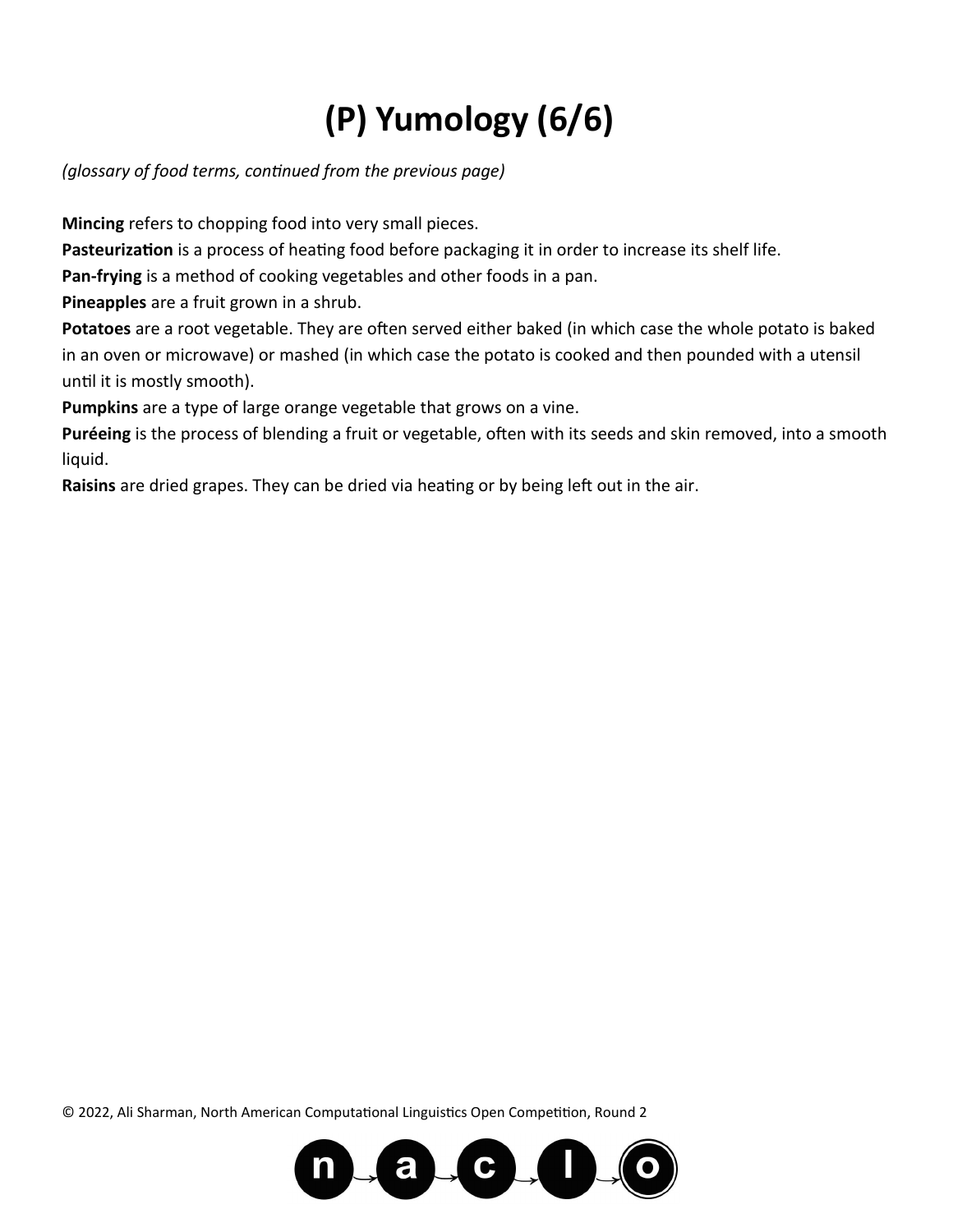# (P) Yumology (6/6)

*(glossary of food terms, continued from the previous page)*

**Mincing** refers to chopping food into very small pieces.
**Pasteurization** is a process of heating food before packaging it in order to increase its shelf life.
**Pan-frying** is a method of cooking vegetables and other foods in a pan.
**Pineapples** are a fruit grown in a shrub.
**Potatoes** are a root vegetable. They are often served either baked (in which case the whole potato is baked in an oven or microwave) or mashed (in which case the potato is cooked and then pounded with a utensil until it is mostly smooth).
**Pumpkins** are a type of large orange vegetable that grows on a vine.
**Puréeing** is the process of blending a fruit or vegetable, often with its seeds and skin removed, into a smooth liquid.
**Raisins** are dried grapes. They can be dried via heating or by being left out in the air.

© 2022, Ali Sharman, North American Computational Linguistics Open Competition, Round 2